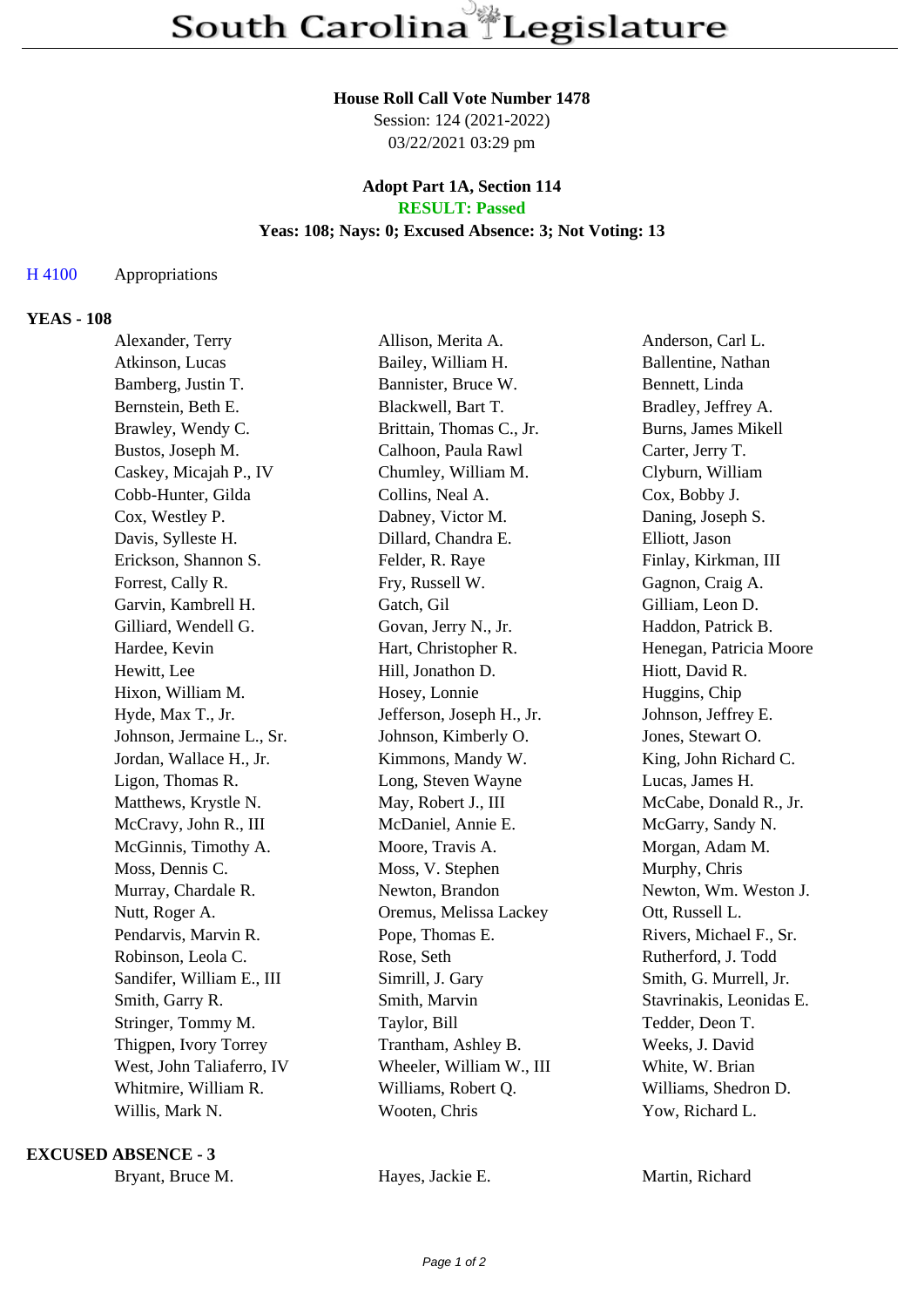# South Carolina Legislature

**House Roll Call Vote Number 1478**
Session: 124 (2021-2022)
03/22/2021 03:29 pm

**Adopt Part 1A, Section 114**
**RESULT: Passed**
**Yeas: 108; Nays: 0; Excused Absence: 3; Not Voting: 13**

H 4100 Appropriations

### YEAS - 108

| | | |
|---|---|---|
| Alexander, Terry | Allison, Merita A. | Anderson, Carl L. |
| Atkinson, Lucas | Bailey, William H. | Ballentine, Nathan |
| Bamberg, Justin T. | Bannister, Bruce W. | Bennett, Linda |
| Bernstein, Beth E. | Blackwell, Bart T. | Bradley, Jeffrey A. |
| Brawley, Wendy C. | Brittain, Thomas C., Jr. | Burns, James Mikell |
| Bustos, Joseph M. | Calhoon, Paula Rawl | Carter, Jerry T. |
| Caskey, Micajah P., IV | Chumley, William M. | Clyburn, William |
| Cobb-Hunter, Gilda | Collins, Neal A. | Cox, Bobby J. |
| Cox, Westley P. | Dabney, Victor M. | Daning, Joseph S. |
| Davis, Sylleste H. | Dillard, Chandra E. | Elliott, Jason |
| Erickson, Shannon S. | Felder, R. Raye | Finlay, Kirkman, III |
| Forrest, Cally R. | Fry, Russell W. | Gagnon, Craig A. |
| Garvin, Kambrell H. | Gatch, Gil | Gilliam, Leon D. |
| Gilliard, Wendell G. | Govan, Jerry N., Jr. | Haddon, Patrick B. |
| Hardee, Kevin | Hart, Christopher R. | Henegan, Patricia Moore |
| Hewitt, Lee | Hill, Jonathon D. | Hiott, David R. |
| Hixon, William M. | Hosey, Lonnie | Huggins, Chip |
| Hyde, Max T., Jr. | Jefferson, Joseph H., Jr. | Johnson, Jeffrey E. |
| Johnson, Jermaine L., Sr. | Johnson, Kimberly O. | Jones, Stewart O. |
| Jordan, Wallace H., Jr. | Kimmons, Mandy W. | King, John Richard C. |
| Ligon, Thomas R. | Long, Steven Wayne | Lucas, James H. |
| Matthews, Krystle N. | May, Robert J., III | McCabe, Donald R., Jr. |
| McCravy, John R., III | McDaniel, Annie E. | McGarry, Sandy N. |
| McGinnis, Timothy A. | Moore, Travis A. | Morgan, Adam M. |
| Moss, Dennis C. | Moss, V. Stephen | Murphy, Chris |
| Murray, Chardale R. | Newton, Brandon | Newton, Wm. Weston J. |
| Nutt, Roger A. | Oremus, Melissa Lackey | Ott, Russell L. |
| Pendarvis, Marvin R. | Pope, Thomas E. | Rivers, Michael F., Sr. |
| Robinson, Leola C. | Rose, Seth | Rutherford, J. Todd |
| Sandifer, William E., III | Simrill, J. Gary | Smith, G. Murrell, Jr. |
| Smith, Garry R. | Smith, Marvin | Stavrinakis, Leonidas E. |
| Stringer, Tommy M. | Taylor, Bill | Tedder, Deon T. |
| Thigpen, Ivory Torrey | Trantham, Ashley B. | Weeks, J. David |
| West, John Taliaferro, IV | Wheeler, William W., III | White, W. Brian |
| Whitmire, William R. | Williams, Robert Q. | Williams, Shedron D. |
| Willis, Mark N. | Wooten, Chris | Yow, Richard L. |

### EXCUSED ABSENCE - 3

| | | |
|---|---|---|
| Bryant, Bruce M. | Hayes, Jackie E. | Martin, Richard |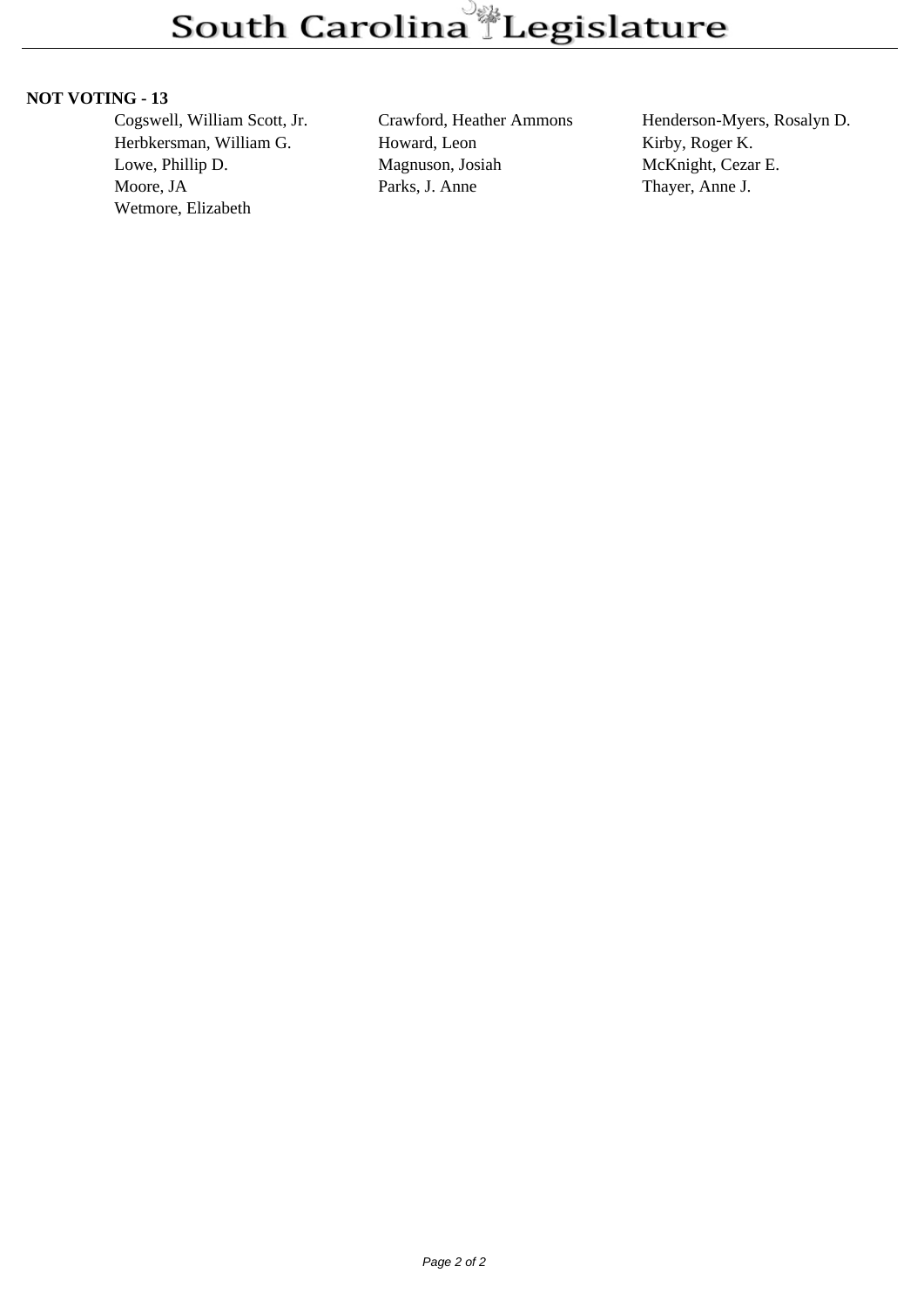**NOT VOTING - 13**

Cogswell, William Scott, Jr.
Crawford, Heather Ammons
Henderson-Myers, Rosalyn D.
Herbkersman, William G.
Howard, Leon
Kirby, Roger K.
Lowe, Phillip D.
Magnuson, Josiah
McKnight, Cezar E.
Moore, JA
Parks, J. Anne
Thayer, Anne J.
Wetmore, Elizabeth